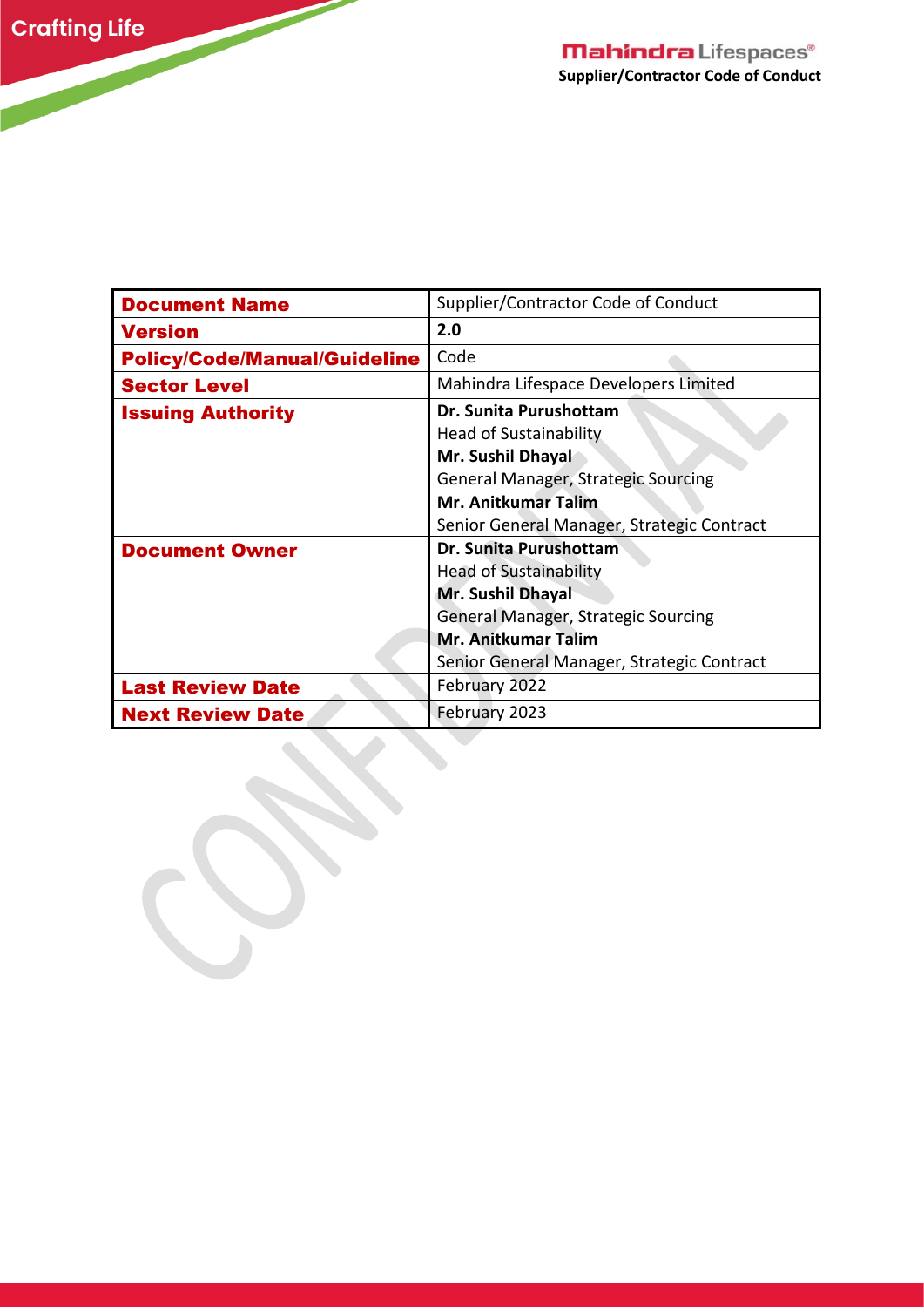| Document Name | Supplier/Contractor Code of Conduct |
|---|---|
| Version | **2.0** |
| Policy/Code/Manual/Guideline | Code |
| Sector Level | Mahindra Lifespace Developers Limited |
| Issuing Authority | **Dr. Sunita Purushottam**<br>Head of Sustainability<br>**Mr. Sushil Dhayal**<br>General Manager, Strategic Sourcing<br>**Mr. Anitkumar Talim**<br>Senior General Manager, Strategic Contract |
| Document Owner | **Dr. Sunita Purushottam**<br>Head of Sustainability<br>**Mr. Sushil Dhayal**<br>General Manager, Strategic Sourcing<br>**Mr. Anitkumar Talim**<br>Senior General Manager, Strategic Contract |
| Last Review Date | February 2022 |
| Next Review Date | February 2023 |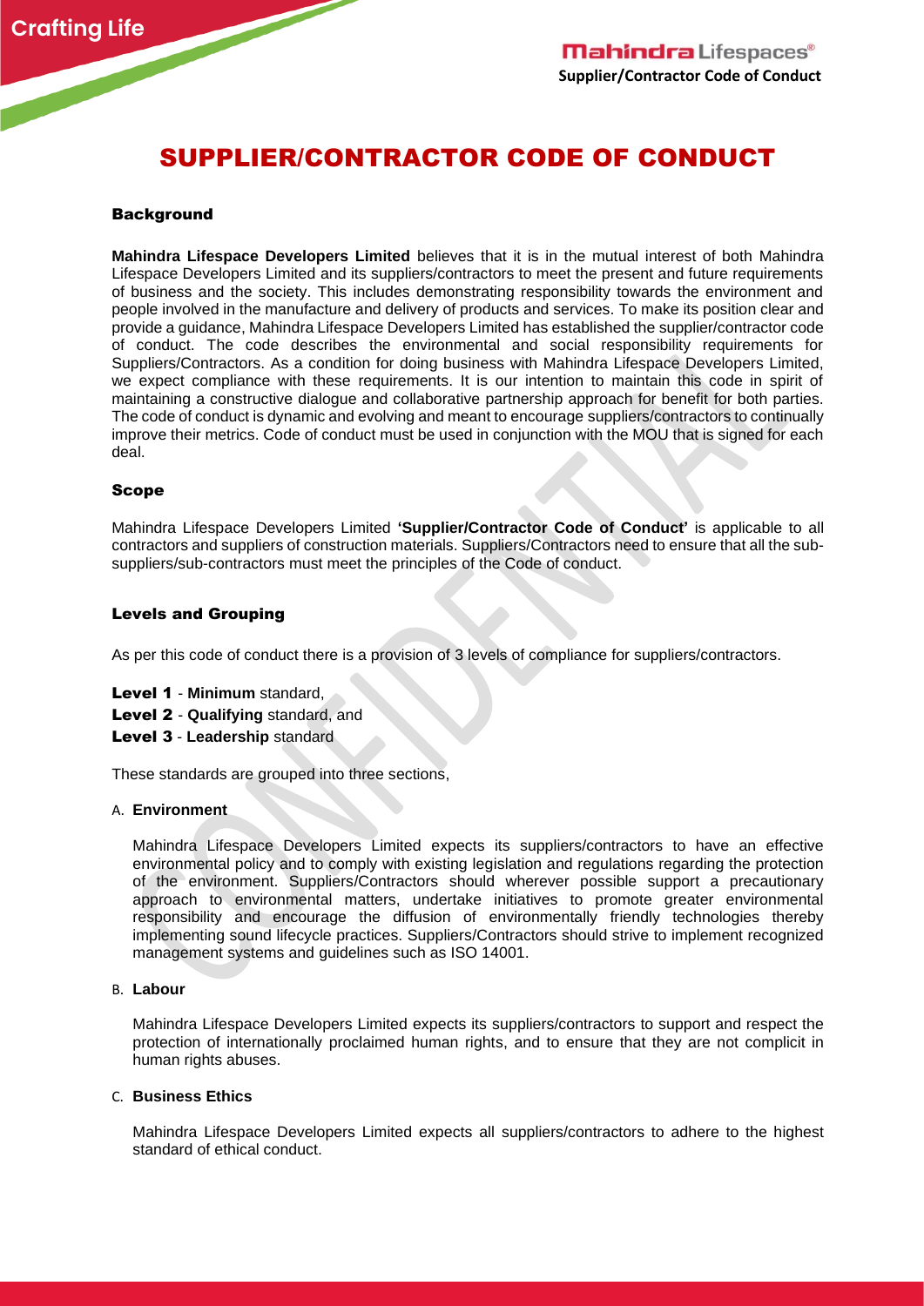# SUPPLIER/CONTRACTOR CODE OF CONDUCT

## Background

**Mahindra Lifespace Developers Limited** believes that it is in the mutual interest of both Mahindra Lifespace Developers Limited and its suppliers/contractors to meet the present and future requirements of business and the society. This includes demonstrating responsibility towards the environment and people involved in the manufacture and delivery of products and services. To make its position clear and provide a guidance, Mahindra Lifespace Developers Limited has established the supplier/contractor code of conduct. The code describes the environmental and social responsibility requirements for Suppliers/Contractors. As a condition for doing business with Mahindra Lifespace Developers Limited, we expect compliance with these requirements. It is our intention to maintain this code in spirit of maintaining a constructive dialogue and collaborative partnership approach for benefit for both parties. The code of conduct is dynamic and evolving and meant to encourage suppliers/contractors to continually improve their metrics. Code of conduct must be used in conjunction with the MOU that is signed for each deal.

## Scope

Mahindra Lifespace Developers Limited **'Supplier/Contractor Code of Conduct'** is applicable to all contractors and suppliers of construction materials. Suppliers/Contractors need to ensure that all the sub-suppliers/sub-contractors must meet the principles of the Code of conduct.

## Levels and Grouping

As per this code of conduct there is a provision of 3 levels of compliance for suppliers/contractors.

**Level 1** - **Minimum** standard,
**Level 2** - **Qualifying** standard, and
**Level 3** - **Leadership** standard

These standards are grouped into three sections,

A. **Environment**

Mahindra Lifespace Developers Limited expects its suppliers/contractors to have an effective environmental policy and to comply with existing legislation and regulations regarding the protection of the environment. Suppliers/Contractors should wherever possible support a precautionary approach to environmental matters, undertake initiatives to promote greater environmental responsibility and encourage the diffusion of environmentally friendly technologies thereby implementing sound lifecycle practices. Suppliers/Contractors should strive to implement recognized management systems and guidelines such as ISO 14001.

B. **Labour**

Mahindra Lifespace Developers Limited expects its suppliers/contractors to support and respect the protection of internationally proclaimed human rights, and to ensure that they are not complicit in human rights abuses.

C. **Business Ethics**

Mahindra Lifespace Developers Limited expects all suppliers/contractors to adhere to the highest standard of ethical conduct.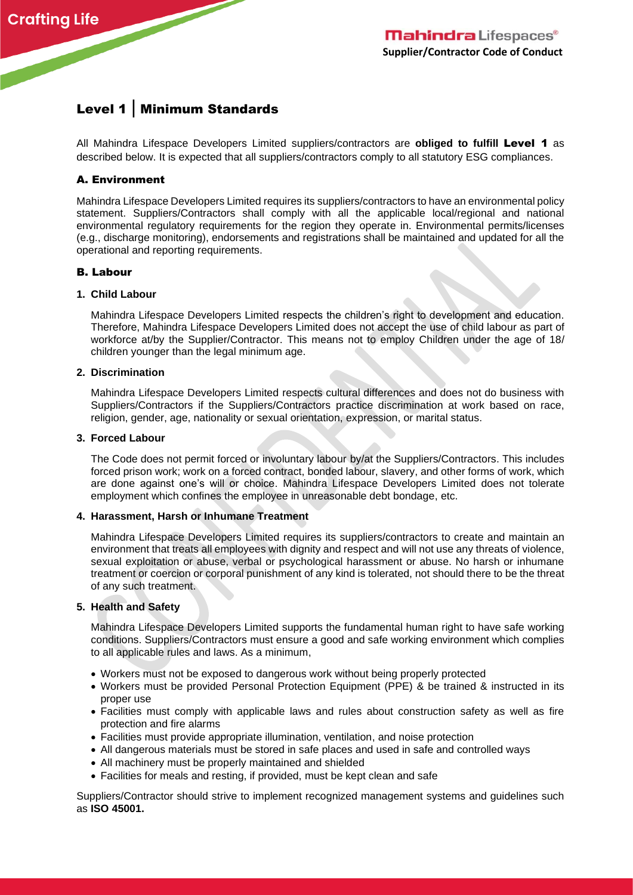# Level 1 | Minimum Standards

All Mahindra Lifespace Developers Limited suppliers/contractors are **obliged to fulfill Level 1** as described below. It is expected that all suppliers/contractors comply to all statutory ESG compliances.

## A. Environment

Mahindra Lifespace Developers Limited requires its suppliers/contractors to have an environmental policy statement. Suppliers/Contractors shall comply with all the applicable local/regional and national environmental regulatory requirements for the region they operate in. Environmental permits/licenses (e.g., discharge monitoring), endorsements and registrations shall be maintained and updated for all the operational and reporting requirements.

## B. Labour

### 1. Child Labour

Mahindra Lifespace Developers Limited respects the children's right to development and education. Therefore, Mahindra Lifespace Developers Limited does not accept the use of child labour as part of workforce at/by the Supplier/Contractor. This means not to employ Children under the age of 18/ children younger than the legal minimum age.

### 2. Discrimination

Mahindra Lifespace Developers Limited respects cultural differences and does not do business with Suppliers/Contractors if the Suppliers/Contractors practice discrimination at work based on race, religion, gender, age, nationality or sexual orientation, expression, or marital status.

### 3. Forced Labour

The Code does not permit forced or involuntary labour by/at the Suppliers/Contractors. This includes forced prison work; work on a forced contract, bonded labour, slavery, and other forms of work, which are done against one's will or choice. Mahindra Lifespace Developers Limited does not tolerate employment which confines the employee in unreasonable debt bondage, etc.

### 4. Harassment, Harsh or Inhumane Treatment

Mahindra Lifespace Developers Limited requires its suppliers/contractors to create and maintain an environment that treats all employees with dignity and respect and will not use any threats of violence, sexual exploitation or abuse, verbal or psychological harassment or abuse. No harsh or inhumane treatment or coercion or corporal punishment of any kind is tolerated, not should there to be the threat of any such treatment.

### 5. Health and Safety

Mahindra Lifespace Developers Limited supports the fundamental human right to have safe working conditions. Suppliers/Contractors must ensure a good and safe working environment which complies to all applicable rules and laws. As a minimum,

- Workers must not be exposed to dangerous work without being properly protected
- Workers must be provided Personal Protection Equipment (PPE) & be trained & instructed in its proper use
- Facilities must comply with applicable laws and rules about construction safety as well as fire protection and fire alarms
- Facilities must provide appropriate illumination, ventilation, and noise protection
- All dangerous materials must be stored in safe places and used in safe and controlled ways
- All machinery must be properly maintained and shielded
- Facilities for meals and resting, if provided, must be kept clean and safe

Suppliers/Contractor should strive to implement recognized management systems and guidelines such as **ISO 45001.**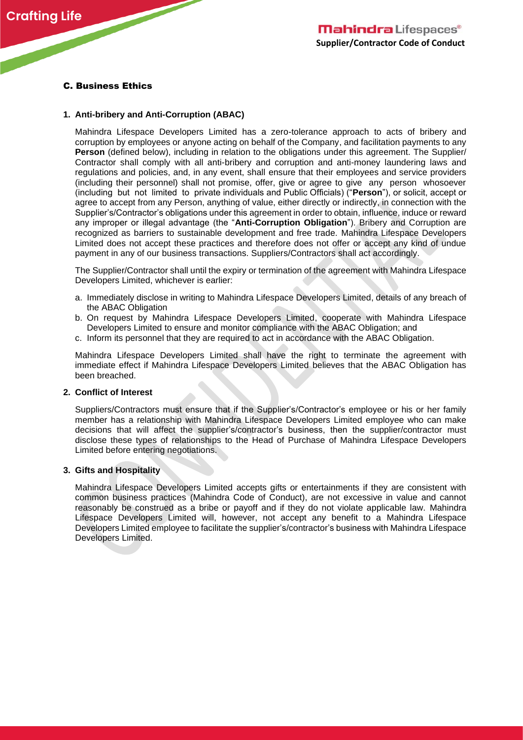## C. Business Ethics

### 1. Anti-bribery and Anti-Corruption (ABAC)

Mahindra Lifespace Developers Limited has a zero-tolerance approach to acts of bribery and corruption by employees or anyone acting on behalf of the Company, and facilitation payments to any **Person** (defined below), including in relation to the obligations under this agreement. The Supplier/ Contractor shall comply with all anti-bribery and corruption and anti-money laundering laws and regulations and policies, and, in any event, shall ensure that their employees and service providers (including their personnel) shall not promise, offer, give or agree to give any person whosoever (including but not limited to private individuals and Public Officials) ("**Person**"), or solicit, accept or agree to accept from any Person, anything of value, either directly or indirectly, in connection with the Supplier's/Contractor's obligations under this agreement in order to obtain, influence, induce or reward any improper or illegal advantage (the "**Anti-Corruption Obligation**"). Bribery and Corruption are recognized as barriers to sustainable development and free trade. Mahindra Lifespace Developers Limited does not accept these practices and therefore does not offer or accept any kind of undue payment in any of our business transactions. Suppliers/Contractors shall act accordingly.

The Supplier/Contractor shall until the expiry or termination of the agreement with Mahindra Lifespace Developers Limited, whichever is earlier:

a. Immediately disclose in writing to Mahindra Lifespace Developers Limited, details of any breach of the ABAC Obligation
b. On request by Mahindra Lifespace Developers Limited, cooperate with Mahindra Lifespace Developers Limited to ensure and monitor compliance with the ABAC Obligation; and
c. Inform its personnel that they are required to act in accordance with the ABAC Obligation.

Mahindra Lifespace Developers Limited shall have the right to terminate the agreement with immediate effect if Mahindra Lifespace Developers Limited believes that the ABAC Obligation has been breached.

### 2. Conflict of Interest

Suppliers/Contractors must ensure that if the Supplier's/Contractor's employee or his or her family member has a relationship with Mahindra Lifespace Developers Limited employee who can make decisions that will affect the supplier's/contractor's business, then the supplier/contractor must disclose these types of relationships to the Head of Purchase of Mahindra Lifespace Developers Limited before entering negotiations.

### 3. Gifts and Hospitality

Mahindra Lifespace Developers Limited accepts gifts or entertainments if they are consistent with common business practices (Mahindra Code of Conduct), are not excessive in value and cannot reasonably be construed as a bribe or payoff and if they do not violate applicable law. Mahindra Lifespace Developers Limited will, however, not accept any benefit to a Mahindra Lifespace Developers Limited employee to facilitate the supplier's/contractor's business with Mahindra Lifespace Developers Limited.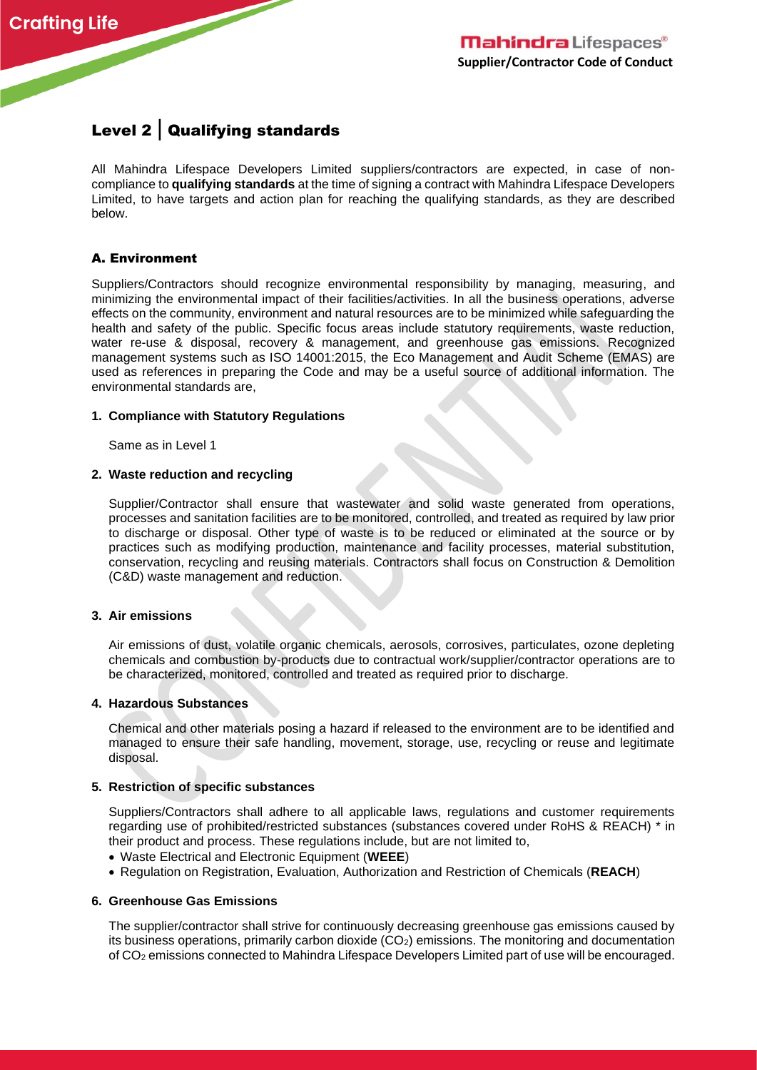# Level 2 | Qualifying standards

All Mahindra Lifespace Developers Limited suppliers/contractors are expected, in case of non-compliance to **qualifying standards** at the time of signing a contract with Mahindra Lifespace Developers Limited, to have targets and action plan for reaching the qualifying standards, as they are described below.

## A. Environment

Suppliers/Contractors should recognize environmental responsibility by managing, measuring, and minimizing the environmental impact of their facilities/activities. In all the business operations, adverse effects on the community, environment and natural resources are to be minimized while safeguarding the health and safety of the public. Specific focus areas include statutory requirements, waste reduction, water re-use & disposal, recovery & management, and greenhouse gas emissions. Recognized management systems such as ISO 14001:2015, the Eco Management and Audit Scheme (EMAS) are used as references in preparing the Code and may be a useful source of additional information. The environmental standards are,

**1. Compliance with Statutory Regulations**

Same as in Level 1

**2. Waste reduction and recycling**

Supplier/Contractor shall ensure that wastewater and solid waste generated from operations, processes and sanitation facilities are to be monitored, controlled, and treated as required by law prior to discharge or disposal. Other type of waste is to be reduced or eliminated at the source or by practices such as modifying production, maintenance and facility processes, material substitution, conservation, recycling and reusing materials. Contractors shall focus on Construction & Demolition (C&D) waste management and reduction.

**3. Air emissions**

Air emissions of dust, volatile organic chemicals, aerosols, corrosives, particulates, ozone depleting chemicals and combustion by-products due to contractual work/supplier/contractor operations are to be characterized, monitored, controlled and treated as required prior to discharge.

**4. Hazardous Substances**

Chemical and other materials posing a hazard if released to the environment are to be identified and managed to ensure their safe handling, movement, storage, use, recycling or reuse and legitimate disposal.

**5. Restriction of specific substances**

Suppliers/Contractors shall adhere to all applicable laws, regulations and customer requirements regarding use of prohibited/restricted substances (substances covered under RoHS & REACH) * in their product and process. These regulations include, but are not limited to,

- Waste Electrical and Electronic Equipment (**WEEE**)
- Regulation on Registration, Evaluation, Authorization and Restriction of Chemicals (**REACH**)

**6. Greenhouse Gas Emissions**

The supplier/contractor shall strive for continuously decreasing greenhouse gas emissions caused by its business operations, primarily carbon dioxide ($CO_2$) emissions. The monitoring and documentation of $CO_2$ emissions connected to Mahindra Lifespace Developers Limited part of use will be encouraged.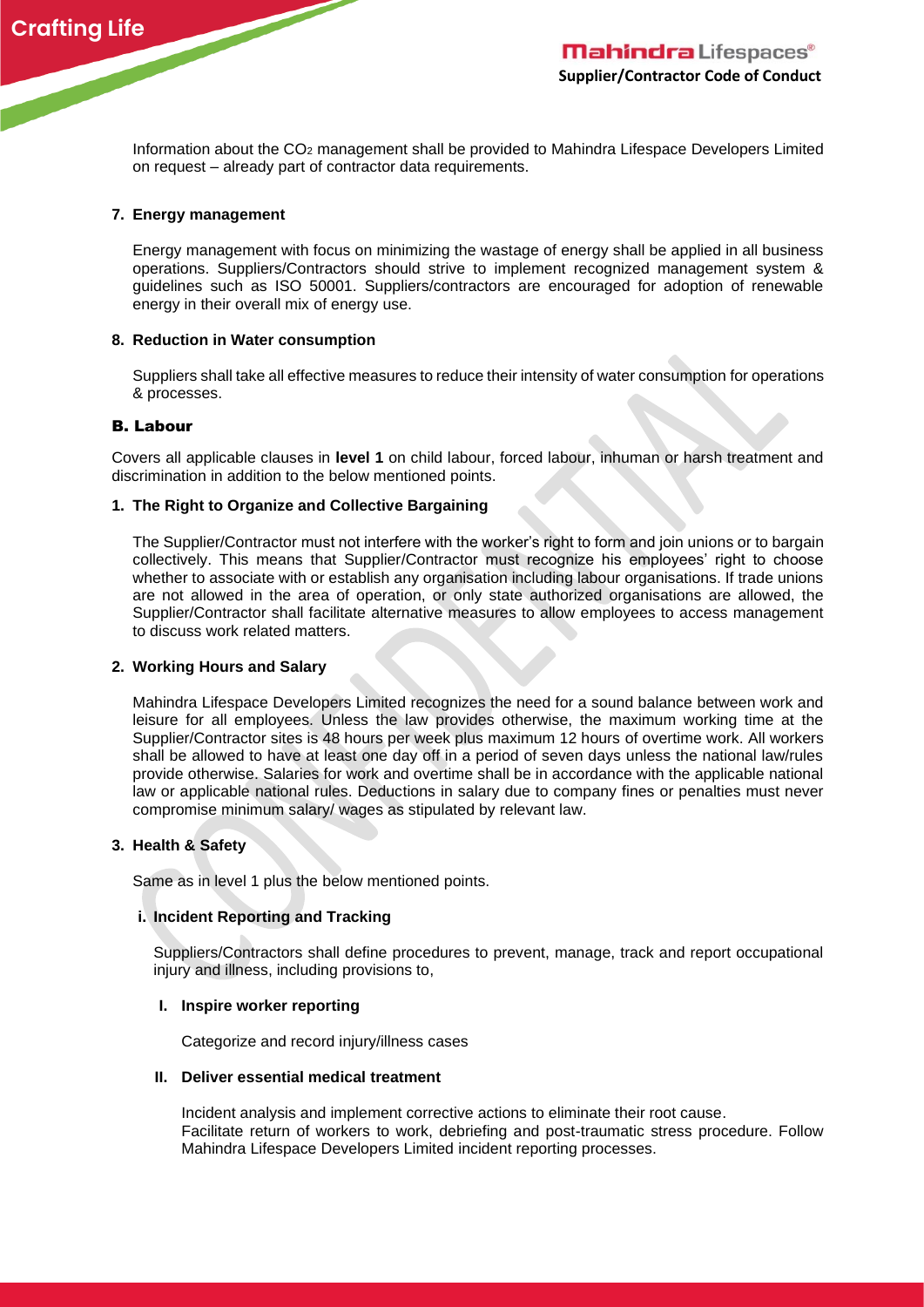Information about the $CO_2$ management shall be provided to Mahindra Lifespace Developers Limited on request – already part of contractor data requirements.

**7. Energy management**

Energy management with focus on minimizing the wastage of energy shall be applied in all business operations. Suppliers/Contractors should strive to implement recognized management system & guidelines such as ISO 50001. Suppliers/contractors are encouraged for adoption of renewable energy in their overall mix of energy use.

**8. Reduction in Water consumption**

Suppliers shall take all effective measures to reduce their intensity of water consumption for operations & processes.

## B. Labour

Covers all applicable clauses in **level 1** on child labour, forced labour, inhuman or harsh treatment and discrimination in addition to the below mentioned points.

**1. The Right to Organize and Collective Bargaining**

The Supplier/Contractor must not interfere with the worker's right to form and join unions or to bargain collectively. This means that Supplier/Contractor must recognize his employees' right to choose whether to associate with or establish any organisation including labour organisations. If trade unions are not allowed in the area of operation, or only state authorized organisations are allowed, the Supplier/Contractor shall facilitate alternative measures to allow employees to access management to discuss work related matters.

**2. Working Hours and Salary**

Mahindra Lifespace Developers Limited recognizes the need for a sound balance between work and leisure for all employees. Unless the law provides otherwise, the maximum working time at the Supplier/Contractor sites is 48 hours per week plus maximum 12 hours of overtime work. All workers shall be allowed to have at least one day off in a period of seven days unless the national law/rules provide otherwise. Salaries for work and overtime shall be in accordance with the applicable national law or applicable national rules. Deductions in salary due to company fines or penalties must never compromise minimum salary/ wages as stipulated by relevant law.

**3. Health & Safety**

Same as in level 1 plus the below mentioned points.

**i. Incident Reporting and Tracking**

Suppliers/Contractors shall define procedures to prevent, manage, track and report occupational injury and illness, including provisions to,

**I. Inspire worker reporting**

Categorize and record injury/illness cases

**II. Deliver essential medical treatment**

Incident analysis and implement corrective actions to eliminate their root cause.
Facilitate return of workers to work, debriefing and post-traumatic stress procedure. Follow Mahindra Lifespace Developers Limited incident reporting processes.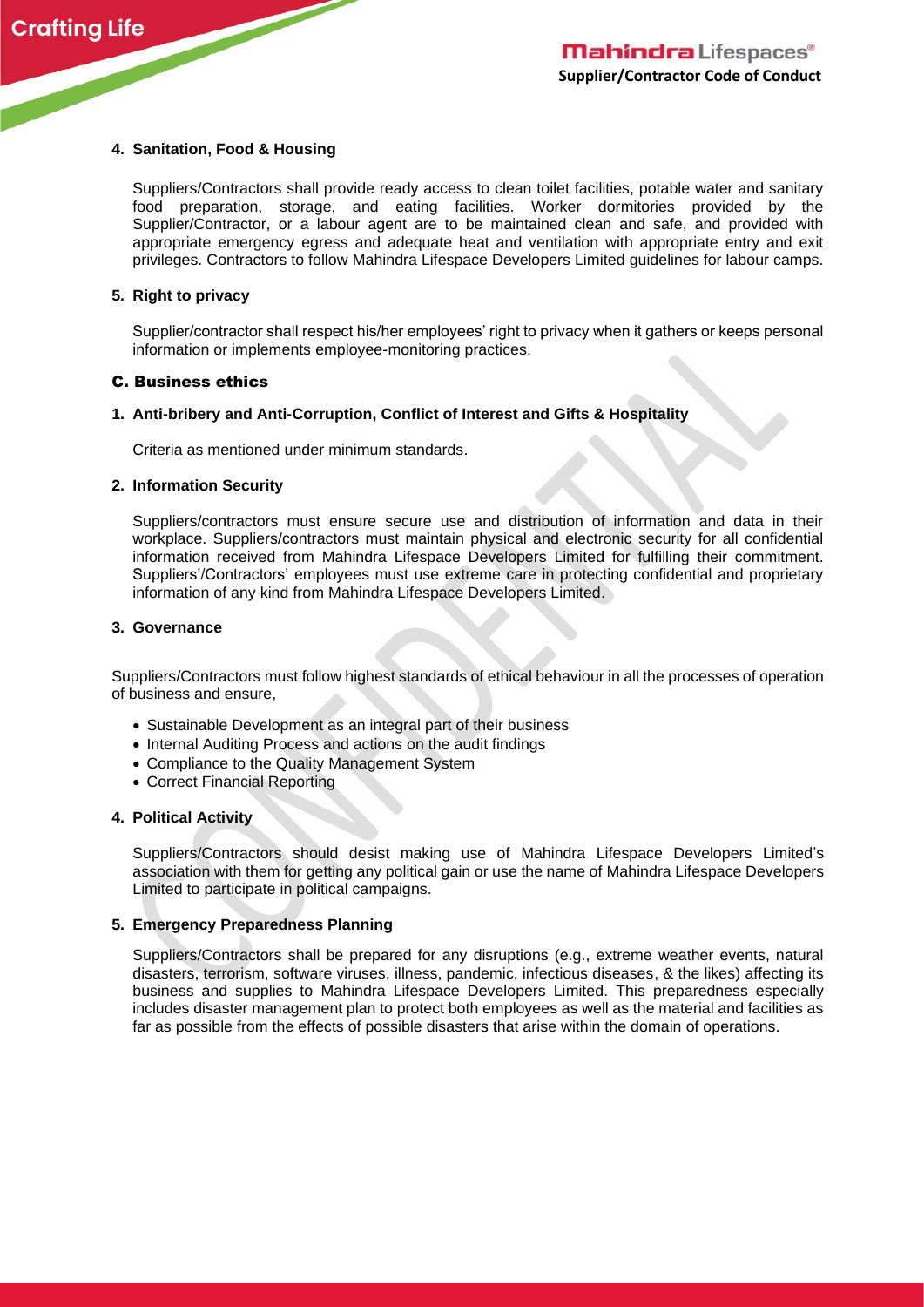#### 4. Sanitation, Food & Housing

Suppliers/Contractors shall provide ready access to clean toilet facilities, potable water and sanitary food preparation, storage, and eating facilities. Worker dormitories provided by the Supplier/Contractor, or a labour agent are to be maintained clean and safe, and provided with appropriate emergency egress and adequate heat and ventilation with appropriate entry and exit privileges. Contractors to follow Mahindra Lifespace Developers Limited guidelines for labour camps.

#### 5. Right to privacy

Supplier/contractor shall respect his/her employees' right to privacy when it gathers or keeps personal information or implements employee-monitoring practices.

### C. Business ethics

#### 1. Anti-bribery and Anti-Corruption, Conflict of Interest and Gifts & Hospitality

Criteria as mentioned under minimum standards.

#### 2. Information Security

Suppliers/contractors must ensure secure use and distribution of information and data in their workplace. Suppliers/contractors must maintain physical and electronic security for all confidential information received from Mahindra Lifespace Developers Limited for fulfilling their commitment. Suppliers'/Contractors' employees must use extreme care in protecting confidential and proprietary information of any kind from Mahindra Lifespace Developers Limited.

#### 3. Governance

Suppliers/Contractors must follow highest standards of ethical behaviour in all the processes of operation of business and ensure,

- Sustainable Development as an integral part of their business
- Internal Auditing Process and actions on the audit findings
- Compliance to the Quality Management System
- Correct Financial Reporting

#### 4. Political Activity

Suppliers/Contractors should desist making use of Mahindra Lifespace Developers Limited's association with them for getting any political gain or use the name of Mahindra Lifespace Developers Limited to participate in political campaigns.

#### 5. Emergency Preparedness Planning

Suppliers/Contractors shall be prepared for any disruptions (e.g., extreme weather events, natural disasters, terrorism, software viruses, illness, pandemic, infectious diseases, & the likes) affecting its business and supplies to Mahindra Lifespace Developers Limited. This preparedness especially includes disaster management plan to protect both employees as well as the material and facilities as far as possible from the effects of possible disasters that arise within the domain of operations.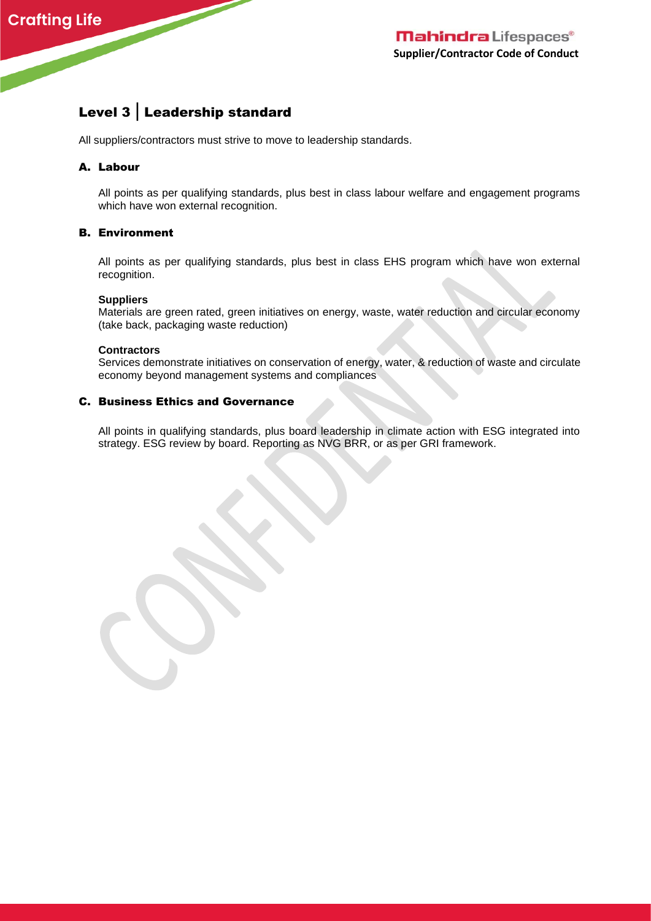## Level 3 | Leadership standard

All suppliers/contractors must strive to move to leadership standards.

### A. Labour

All points as per qualifying standards, plus best in class labour welfare and engagement programs which have won external recognition.

### B. Environment

All points as per qualifying standards, plus best in class EHS program which have won external recognition.

**Suppliers**
Materials are green rated, green initiatives on energy, waste, water reduction and circular economy (take back, packaging waste reduction)

**Contractors**
Services demonstrate initiatives on conservation of energy, water, & reduction of waste and circulate economy beyond management systems and compliances

### C. Business Ethics and Governance

All points in qualifying standards, plus board leadership in climate action with ESG integrated into strategy. ESG review by board. Reporting as NVG BRR, or as per GRI framework.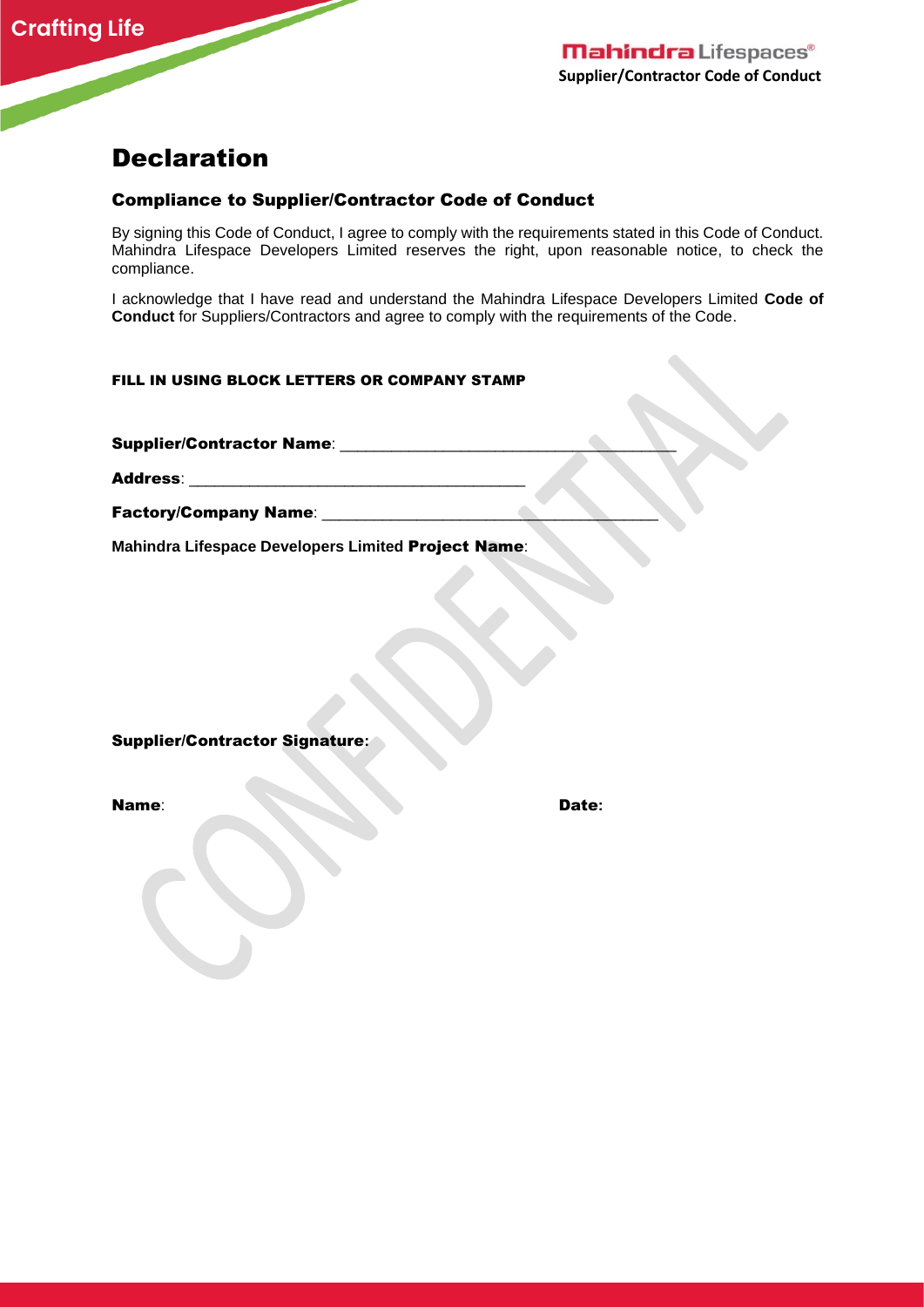# Declaration

## Compliance to Supplier/Contractor Code of Conduct

By signing this Code of Conduct, I agree to comply with the requirements stated in this Code of Conduct. Mahindra Lifespace Developers Limited reserves the right, upon reasonable notice, to check the compliance.

I acknowledge that I have read and understand the Mahindra Lifespace Developers Limited **Code of Conduct** for Suppliers/Contractors and agree to comply with the requirements of the Code.

**FILL IN USING BLOCK LETTERS OR COMPANY STAMP**

**Supplier/Contractor Name**: ______________________________________

**Address**: ______________________________________

**Factory/Company Name**: ______________________________________

**Mahindra Lifespace Developers Limited Project Name**:

**Supplier/Contractor Signature:**

**Name**: **Date:**